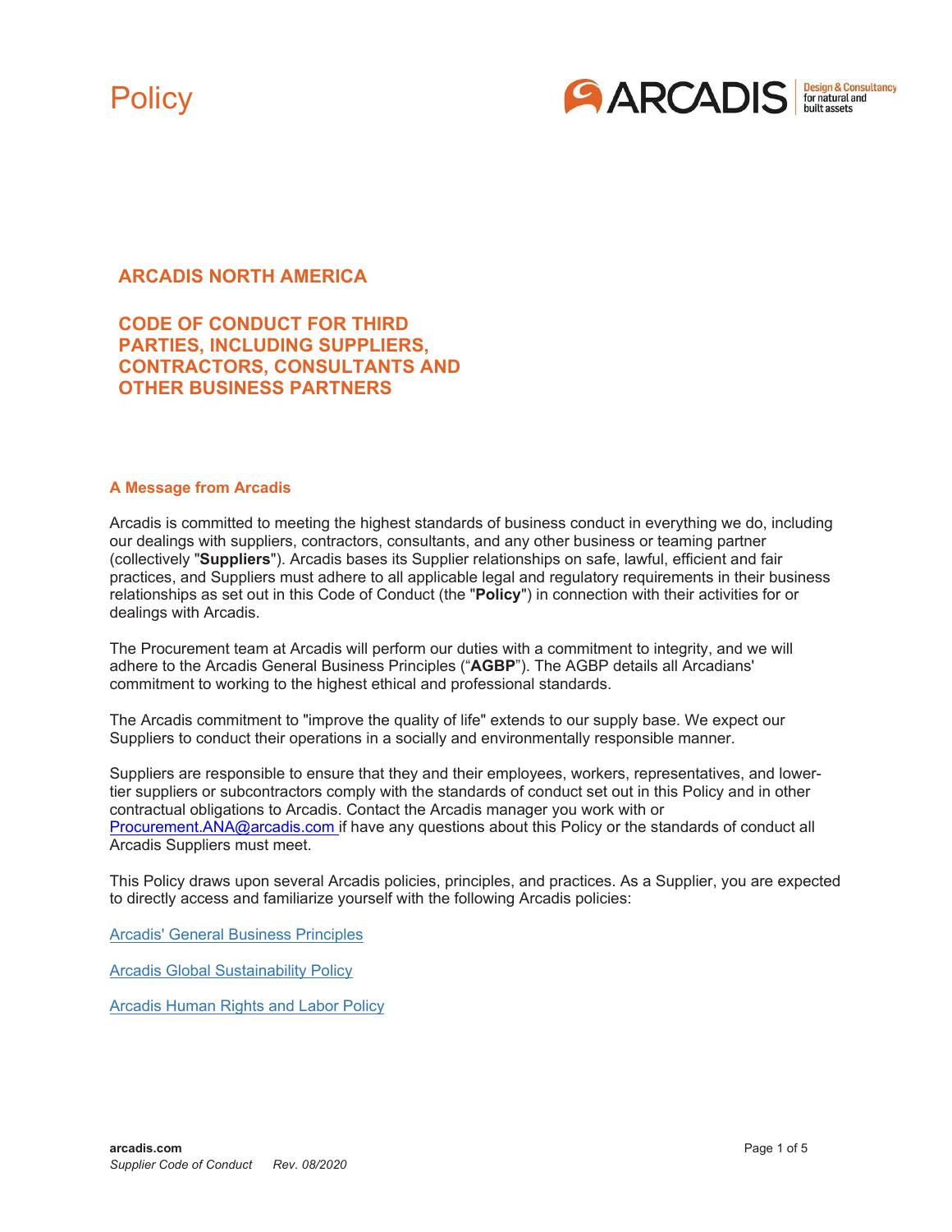# Policy

## ARCADIS NORTH AMERICA

## CODE OF CONDUCT FOR THIRD PARTIES, INCLUDING SUPPLIERS, CONTRACTORS, CONSULTANTS AND OTHER BUSINESS PARTNERS

### A Message from Arcadis

Arcadis is committed to meeting the highest standards of business conduct in everything we do, including our dealings with suppliers, contractors, consultants, and any other business or teaming partner (collectively "**Suppliers**"). Arcadis bases its Supplier relationships on safe, lawful, efficient and fair practices, and Suppliers must adhere to all applicable legal and regulatory requirements in their business relationships as set out in this Code of Conduct (the "**Policy**") in connection with their activities for or dealings with Arcadis.

The Procurement team at Arcadis will perform our duties with a commitment to integrity, and we will adhere to the Arcadis General Business Principles ("**AGBP**"). The AGBP details all Arcadians' commitment to working to the highest ethical and professional standards.

The Arcadis commitment to "improve the quality of life" extends to our supply base. We expect our Suppliers to conduct their operations in a socially and environmentally responsible manner.

Suppliers are responsible to ensure that they and their employees, workers, representatives, and lower-tier suppliers or subcontractors comply with the standards of conduct set out in this Policy and in other contractual obligations to Arcadis. Contact the Arcadis manager you work with or Procurement.ANA@arcadis.com if have any questions about this Policy or the standards of conduct all Arcadis Suppliers must meet.

This Policy draws upon several Arcadis policies, principles, and practices. As a Supplier, you are expected to directly access and familiarize yourself with the following Arcadis policies:

Arcadis' General Business Principles

Arcadis Global Sustainability Policy

Arcadis Human Rights and Labor Policy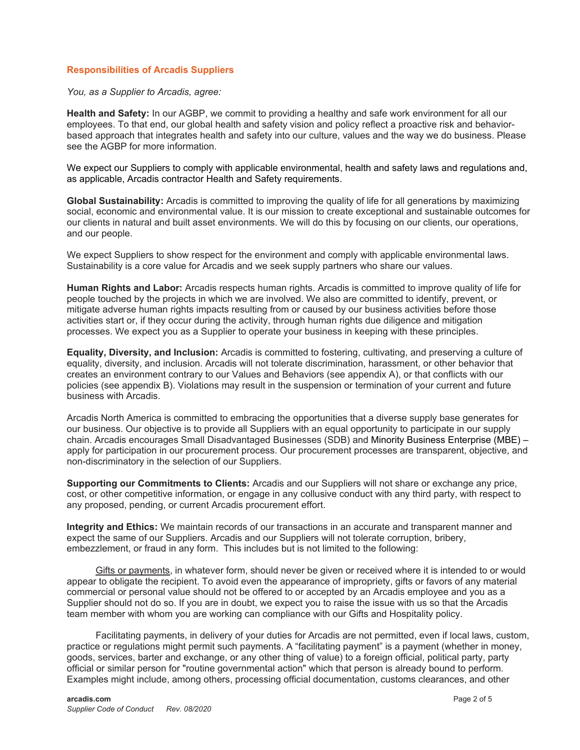## Responsibilities of Arcadis Suppliers

*You, as a Supplier to Arcadis, agree:*

**Health and Safety:** In our AGBP, we commit to providing a healthy and safe work environment for all our employees. To that end, our global health and safety vision and policy reflect a proactive risk and behavior-based approach that integrates health and safety into our culture, values and the way we do business. Please see the AGBP for more information.

We expect our Suppliers to comply with applicable environmental, health and safety laws and regulations and, as applicable, Arcadis contractor Health and Safety requirements.

**Global Sustainability:** Arcadis is committed to improving the quality of life for all generations by maximizing social, economic and environmental value. It is our mission to create exceptional and sustainable outcomes for our clients in natural and built asset environments. We will do this by focusing on our clients, our operations, and our people.

We expect Suppliers to show respect for the environment and comply with applicable environmental laws. Sustainability is a core value for Arcadis and we seek supply partners who share our values.

**Human Rights and Labor:** Arcadis respects human rights. Arcadis is committed to improve quality of life for people touched by the projects in which we are involved. We also are committed to identify, prevent, or mitigate adverse human rights impacts resulting from or caused by our business activities before those activities start or, if they occur during the activity, through human rights due diligence and mitigation processes. We expect you as a Supplier to operate your business in keeping with these principles.

**Equality, Diversity, and Inclusion:** Arcadis is committed to fostering, cultivating, and preserving a culture of equality, diversity, and inclusion. Arcadis will not tolerate discrimination, harassment, or other behavior that creates an environment contrary to our Values and Behaviors (see appendix A), or that conflicts with our policies (see appendix B). Violations may result in the suspension or termination of your current and future business with Arcadis.

Arcadis North America is committed to embracing the opportunities that a diverse supply base generates for our business. Our objective is to provide all Suppliers with an equal opportunity to participate in our supply chain. Arcadis encourages Small Disadvantaged Businesses (SDB) and Minority Business Enterprise (MBE) – apply for participation in our procurement process. Our procurement processes are transparent, objective, and non-discriminatory in the selection of our Suppliers.

**Supporting our Commitments to Clients:** Arcadis and our Suppliers will not share or exchange any price, cost, or other competitive information, or engage in any collusive conduct with any third party, with respect to any proposed, pending, or current Arcadis procurement effort.

**Integrity and Ethics:** We maintain records of our transactions in an accurate and transparent manner and expect the same of our Suppliers. Arcadis and our Suppliers will not tolerate corruption, bribery, embezzlement, or fraud in any form. This includes but is not limited to the following:

Gifts or payments, in whatever form, should never be given or received where it is intended to or would appear to obligate the recipient. To avoid even the appearance of impropriety, gifts or favors of any material commercial or personal value should not be offered to or accepted by an Arcadis employee and you as a Supplier should not do so. If you are in doubt, we expect you to raise the issue with us so that the Arcadis team member with whom you are working can compliance with our Gifts and Hospitality policy.

Facilitating payments, in delivery of your duties for Arcadis are not permitted, even if local laws, custom, practice or regulations might permit such payments. A "facilitating payment" is a payment (whether in money, goods, services, barter and exchange, or any other thing of value) to a foreign official, political party, party official or similar person for "routine governmental action" which that person is already bound to perform. Examples might include, among others, processing official documentation, customs clearances, and other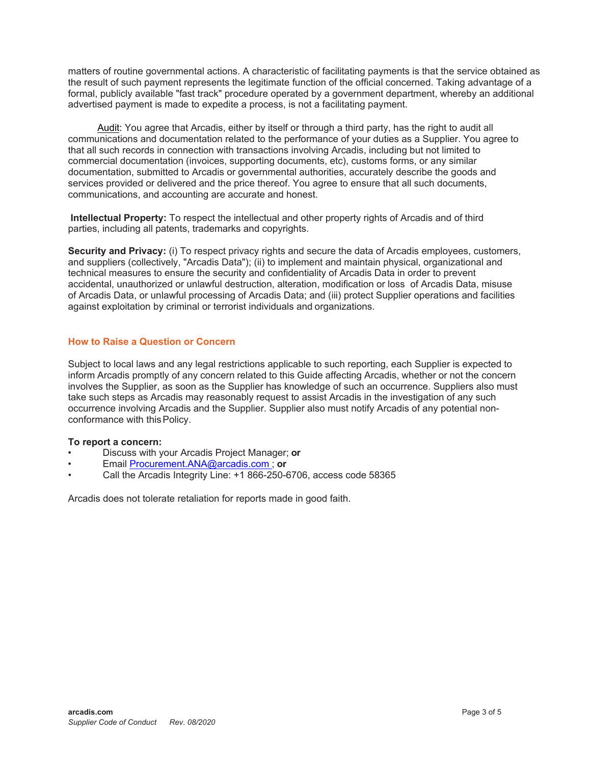matters of routine governmental actions. A characteristic of facilitating payments is that the service obtained as the result of such payment represents the legitimate function of the official concerned. Taking advantage of a formal, publicly available "fast track" procedure operated by a government department, whereby an additional advertised payment is made to expedite a process, is not a facilitating payment.

Audit: You agree that Arcadis, either by itself or through a third party, has the right to audit all communications and documentation related to the performance of your duties as a Supplier. You agree to that all such records in connection with transactions involving Arcadis, including but not limited to commercial documentation (invoices, supporting documents, etc), customs forms, or any similar documentation, submitted to Arcadis or governmental authorities, accurately describe the goods and services provided or delivered and the price thereof. You agree to ensure that all such documents, communications, and accounting are accurate and honest.

**Intellectual Property:** To respect the intellectual and other property rights of Arcadis and of third parties, including all patents, trademarks and copyrights.

**Security and Privacy:** (i) To respect privacy rights and secure the data of Arcadis employees, customers, and suppliers (collectively, "Arcadis Data"); (ii) to implement and maintain physical, organizational and technical measures to ensure the security and confidentiality of Arcadis Data in order to prevent accidental, unauthorized or unlawful destruction, alteration, modification or loss of Arcadis Data, misuse of Arcadis Data, or unlawful processing of Arcadis Data; and (iii) protect Supplier operations and facilities against exploitation by criminal or terrorist individuals and organizations.

## How to Raise a Question or Concern

Subject to local laws and any legal restrictions applicable to such reporting, each Supplier is expected to inform Arcadis promptly of any concern related to this Guide affecting Arcadis, whether or not the concern involves the Supplier, as soon as the Supplier has knowledge of such an occurrence. Suppliers also must take such steps as Arcadis may reasonably request to assist Arcadis in the investigation of any such occurrence involving Arcadis and the Supplier. Supplier also must notify Arcadis of any potential non-conformance with this Policy.

**To report a concern:**

- Discuss with your Arcadis Project Manager; **or**
- Email Procurement.ANA@arcadis.com ; **or**
- Call the Arcadis Integrity Line: +1 866-250-6706, access code 58365

Arcadis does not tolerate retaliation for reports made in good faith.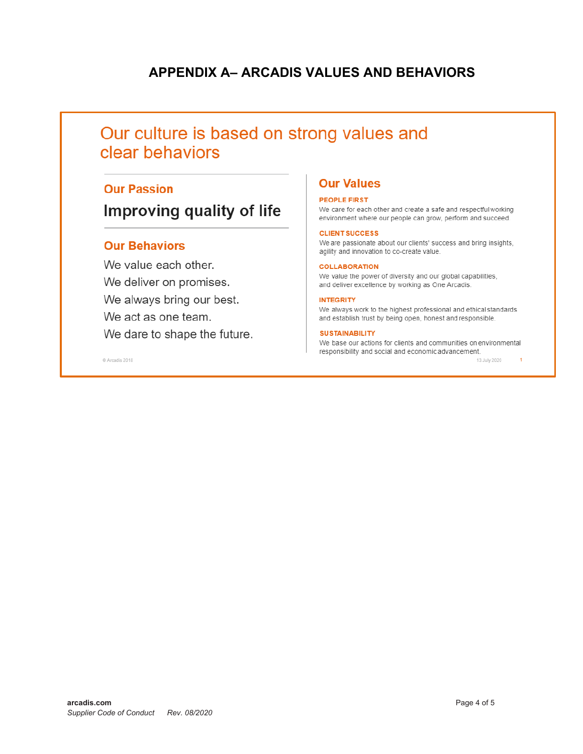# APPENDIX A– ARCADIS VALUES AND BEHAVIORS

## Our culture is based on strong values and clear behaviors

### Our Passion

**Improving quality of life**

### Our Behaviors

We value each other.
We deliver on promises.
We always bring our best.
We act as one team.
We dare to shape the future.

### Our Values

**PEOPLE FIRST**
We care for each other and create a safe and respectful working environment where our people can grow, perform and succeed.

**CLIENT SUCCESS**
We are passionate about our clients' success and bring insights, agility and innovation to co-create value.

**COLLABORATION**
We value the power of diversity and our global capabilities, and deliver excellence by working as One Arcadis.

**INTEGRITY**
We always work to the highest professional and ethical standards and establish trust by being open, honest and responsible.

**SUSTAINABILITY**
We base our actions for clients and communities on environmental responsibility and social and economic advancement.

© Arcadis 2018 13 July 2020 1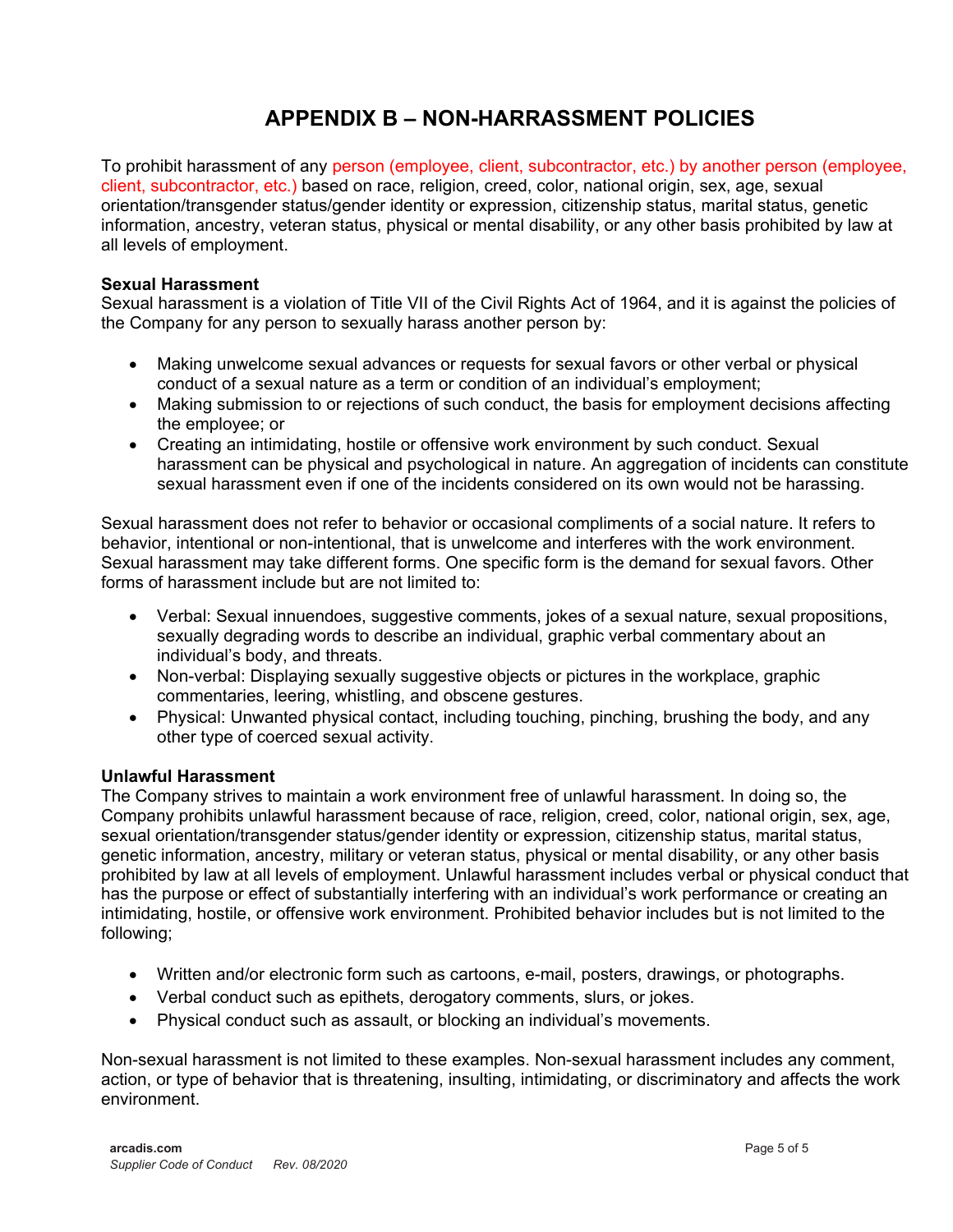# APPENDIX B – NON-HARRASSMENT POLICIES

To prohibit harassment of any person (employee, client, subcontractor, etc.) by another person (employee, client, subcontractor, etc.) based on race, religion, creed, color, national origin, sex, age, sexual orientation/transgender status/gender identity or expression, citizenship status, marital status, genetic information, ancestry, veteran status, physical or mental disability, or any other basis prohibited by law at all levels of employment.

**Sexual Harassment**

Sexual harassment is a violation of Title VII of the Civil Rights Act of 1964, and it is against the policies of the Company for any person to sexually harass another person by:

- Making unwelcome sexual advances or requests for sexual favors or other verbal or physical conduct of a sexual nature as a term or condition of an individual's employment;
- Making submission to or rejections of such conduct, the basis for employment decisions affecting the employee; or
- Creating an intimidating, hostile or offensive work environment by such conduct. Sexual harassment can be physical and psychological in nature. An aggregation of incidents can constitute sexual harassment even if one of the incidents considered on its own would not be harassing.

Sexual harassment does not refer to behavior or occasional compliments of a social nature. It refers to behavior, intentional or non-intentional, that is unwelcome and interferes with the work environment. Sexual harassment may take different forms. One specific form is the demand for sexual favors. Other forms of harassment include but are not limited to:

- Verbal: Sexual innuendoes, suggestive comments, jokes of a sexual nature, sexual propositions, sexually degrading words to describe an individual, graphic verbal commentary about an individual's body, and threats.
- Non-verbal: Displaying sexually suggestive objects or pictures in the workplace, graphic commentaries, leering, whistling, and obscene gestures.
- Physical: Unwanted physical contact, including touching, pinching, brushing the body, and any other type of coerced sexual activity.

**Unlawful Harassment**

The Company strives to maintain a work environment free of unlawful harassment. In doing so, the Company prohibits unlawful harassment because of race, religion, creed, color, national origin, sex, age, sexual orientation/transgender status/gender identity or expression, citizenship status, marital status, genetic information, ancestry, military or veteran status, physical or mental disability, or any other basis prohibited by law at all levels of employment. Unlawful harassment includes verbal or physical conduct that has the purpose or effect of substantially interfering with an individual's work performance or creating an intimidating, hostile, or offensive work environment. Prohibited behavior includes but is not limited to the following;

- Written and/or electronic form such as cartoons, e-mail, posters, drawings, or photographs.
- Verbal conduct such as epithets, derogatory comments, slurs, or jokes.
- Physical conduct such as assault, or blocking an individual's movements.

Non-sexual harassment is not limited to these examples. Non-sexual harassment includes any comment, action, or type of behavior that is threatening, insulting, intimidating, or discriminatory and affects the work environment.